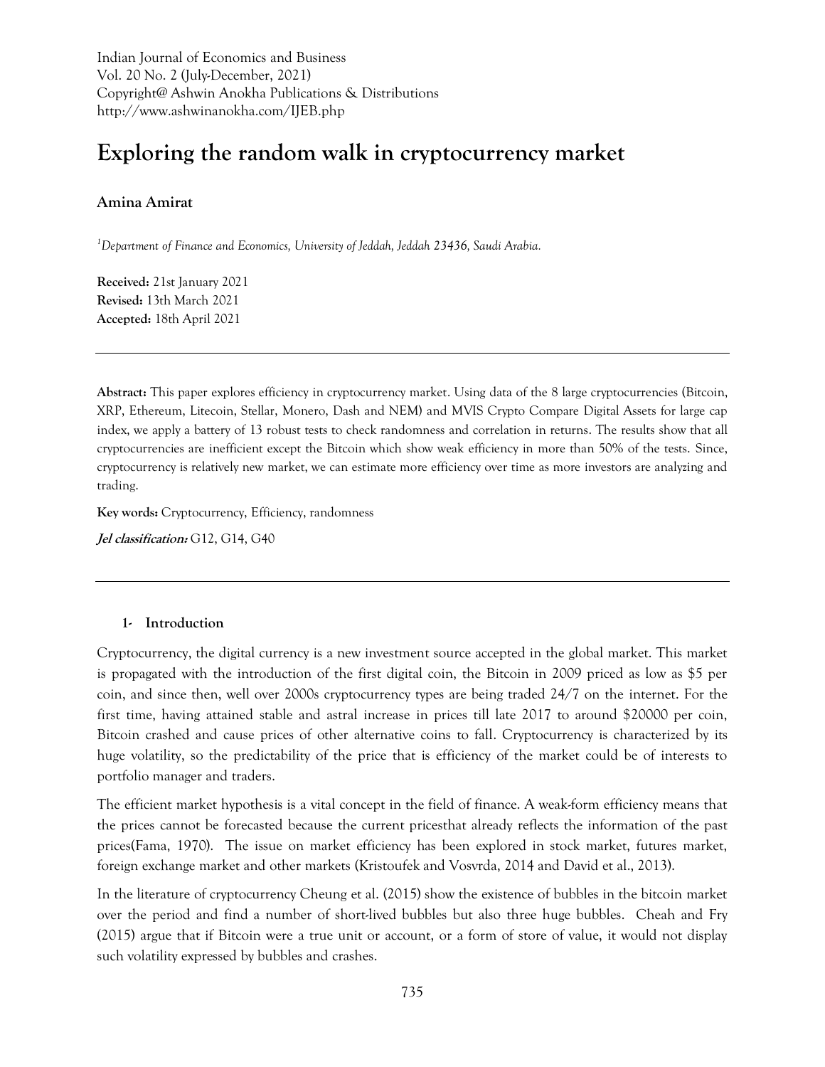Indian Journal of Economics and Business
Vol. 20 No. 2 (July-December, 2021)
Copyright@ Ashwin Anokha Publications & Distributions
http://www.ashwinanokha.com/IJEB.php

# Exploring the random walk in cryptocurrency market

**Amina Amirat**

[1]*Department of Finance and Economics, University of Jeddah, Jeddah 23436, Saudi Arabia.*

**Received:** 21st January 2021
**Revised:** 13th March 2021
**Accepted:** 18th April 2021

---

**Abstract:** This paper explores efficiency in cryptocurrency market. Using data of the 8 large cryptocurrencies (Bitcoin, XRP, Ethereum, Litecoin, Stellar, Monero, Dash and NEM) and MVIS Crypto Compare Digital Assets for large cap index, we apply a battery of 13 robust tests to check randomness and correlation in returns. The results show that all cryptocurrencies are inefficient except the Bitcoin which show weak efficiency in more than 50% of the tests. Since, cryptocurrency is relatively new market, we can estimate more efficiency over time as more investors are analyzing and trading.

**Key words:** Cryptocurrency, Efficiency, randomness

***Jel classification:*** G12, G14, G40

---

## 1- Introduction

Cryptocurrency, the digital currency is a new investment source accepted in the global market. This market is propagated with the introduction of the first digital coin, the Bitcoin in 2009 priced as low as $5 per coin, and since then, well over 2000s cryptocurrency types are being traded 24/7 on the internet. For the first time, having attained stable and astral increase in prices till late 2017 to around $20000 per coin, Bitcoin crashed and cause prices of other alternative coins to fall. Cryptocurrency is characterized by its huge volatility, so the predictability of the price that is efficiency of the market could be of interests to portfolio manager and traders.

The efficient market hypothesis is a vital concept in the field of finance. A weak-form efficiency means that the prices cannot be forecasted because the current pricesthat already reflects the information of the past prices(Fama, 1970). The issue on market efficiency has been explored in stock market, futures market, foreign exchange market and other markets (Kristoufek and Vosvrda, 2014 and David et al., 2013).

In the literature of cryptocurrency Cheung et al. (2015) show the existence of bubbles in the bitcoin market over the period and find a number of short-lived bubbles but also three huge bubbles. Cheah and Fry (2015) argue that if Bitcoin were a true unit or account, or a form of store of value, it would not display such volatility expressed by bubbles and crashes.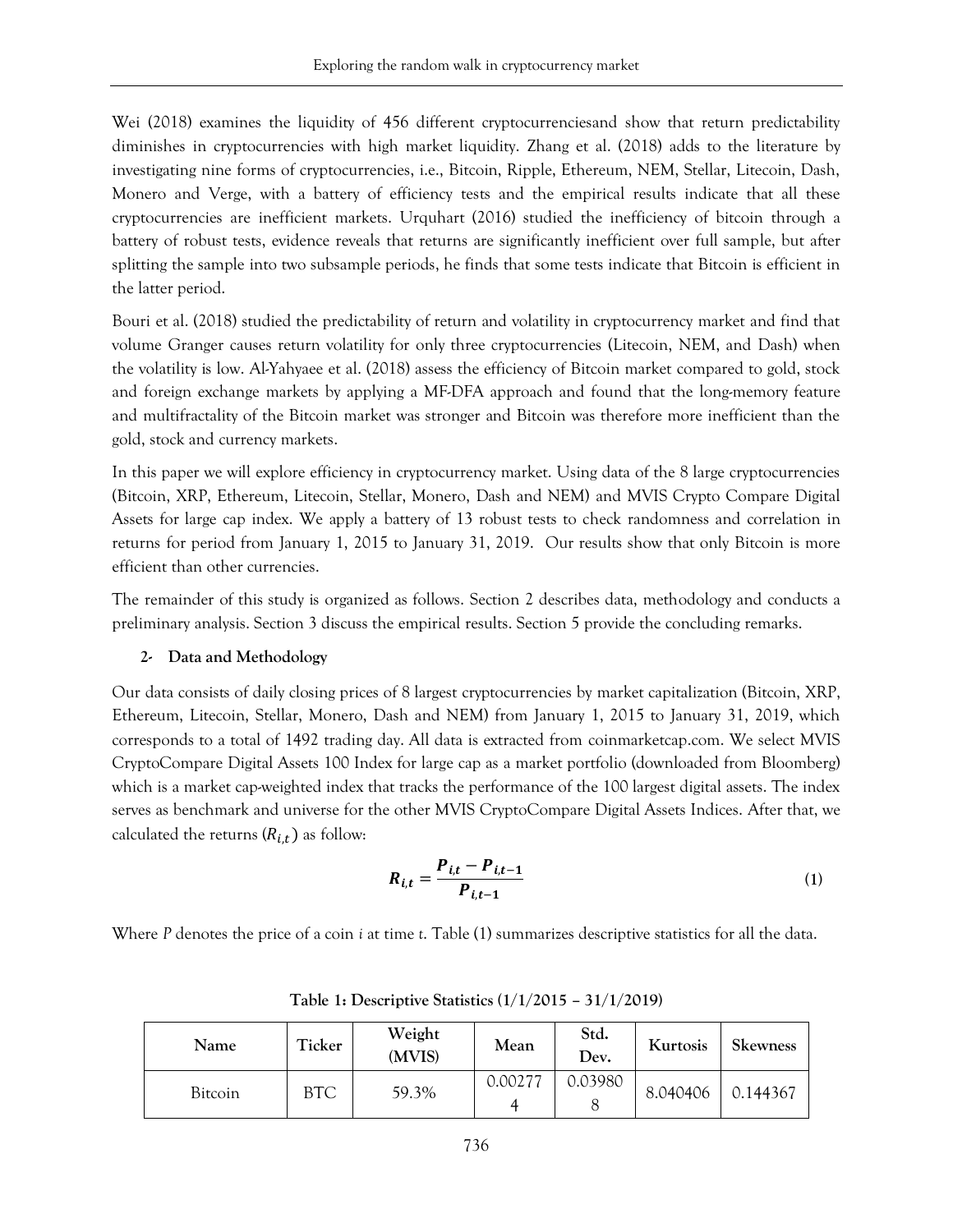Wei (2018) examines the liquidity of 456 different cryptocurrenciesand show that return predictability diminishes in cryptocurrencies with high market liquidity. Zhang et al. (2018) adds to the literature by investigating nine forms of cryptocurrencies, i.e., Bitcoin, Ripple, Ethereum, NEM, Stellar, Litecoin, Dash, Monero and Verge, with a battery of efficiency tests and the empirical results indicate that all these cryptocurrencies are inefficient markets. Urquhart (2016) studied the inefficiency of bitcoin through a battery of robust tests, evidence reveals that returns are significantly inefficient over full sample, but after splitting the sample into two subsample periods, he finds that some tests indicate that Bitcoin is efficient in the latter period.

Bouri et al. (2018) studied the predictability of return and volatility in cryptocurrency market and find that volume Granger causes return volatility for only three cryptocurrencies (Litecoin, NEM, and Dash) when the volatility is low. Al-Yahyaee et al. (2018) assess the efficiency of Bitcoin market compared to gold, stock and foreign exchange markets by applying a MF-DFA approach and found that the long-memory feature and multifractality of the Bitcoin market was stronger and Bitcoin was therefore more inefficient than the gold, stock and currency markets.

In this paper we will explore efficiency in cryptocurrency market. Using data of the 8 large cryptocurrencies (Bitcoin, XRP, Ethereum, Litecoin, Stellar, Monero, Dash and NEM) and MVIS Crypto Compare Digital Assets for large cap index. We apply a battery of 13 robust tests to check randomness and correlation in returns for period from January 1, 2015 to January 31, 2019. Our results show that only Bitcoin is more efficient than other currencies.

The remainder of this study is organized as follows. Section 2 describes data, methodology and conducts a preliminary analysis. Section 3 discuss the empirical results. Section 5 provide the concluding remarks.

## 2- Data and Methodology

Our data consists of daily closing prices of 8 largest cryptocurrencies by market capitalization (Bitcoin, XRP, Ethereum, Litecoin, Stellar, Monero, Dash and NEM) from January 1, 2015 to January 31, 2019, which corresponds to a total of 1492 trading day. All data is extracted from coinmarketcap.com. We select MVIS CryptoCompare Digital Assets 100 Index for large cap as a market portfolio (downloaded from Bloomberg) which is a market cap-weighted index that tracks the performance of the 100 largest digital assets. The index serves as benchmark and universe for the other MVIS CryptoCompare Digital Assets Indices. After that, we calculated the returns ($R_{i,t}$) as follow:

$$R_{i,t} = \frac{P_{i,t} - P_{i,t-1}}{P_{i,t-1}} \tag{1}$$

Where *P* denotes the price of a coin *i* at time *t*. Table (1) summarizes descriptive statistics for all the data.

**Table 1: Descriptive Statistics (1/1/2015 – 31/1/2019)**

| Name | Ticker | Weight (MVIS) | Mean | Std. Dev. | Kurtosis | Skewness |
|---|---|---|---|---|---|---|
| Bitcoin | BTC | 59.3% | 0.002774 | 0.039808 | 8.040406 | 0.144367 |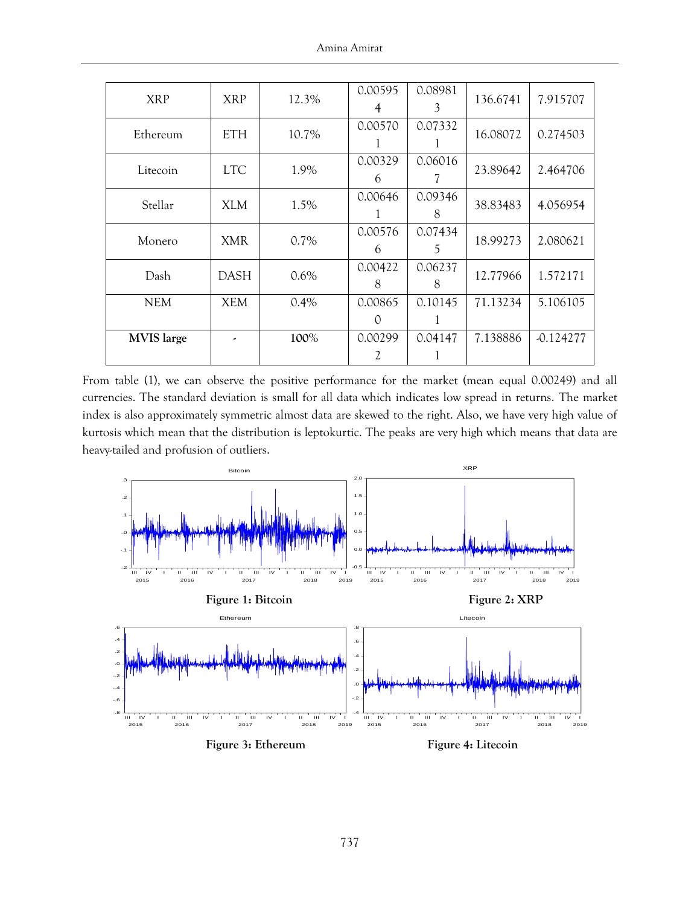| XRP | XRP | 12.3% | 0.005954 | 0.089813 | 136.6741 | 7.915707 |
|---|---|---|---|---|---|---|
| Ethereum | ETH | 10.7% | 0.005701 | 0.073321 | 16.08072 | 0.274503 |
| Litecoin | LTC | 1.9% | 0.003296 | 0.060167 | 23.89642 | 2.464706 |
| Stellar | XLM | 1.5% | 0.006461 | 0.093468 | 38.83483 | 4.056954 |
| Monero | XMR | 0.7% | 0.005766 | 0.074345 | 18.99273 | 2.080621 |
| Dash | DASH | 0.6% | 0.004228 | 0.062378 | 12.77966 | 1.572171 |
| NEM | XEM | 0.4% | 0.008650 | 0.101451 | 71.13234 | 5.106105 |
| **MVIS large** | - | **100%** | 0.002992 | 0.041471 | 7.138886 | -0.124277 |

From table (1), we can observe the positive performance for the market (mean equal 0.00249) and all currencies. The standard deviation is small for all data which indicates low spread in returns. The market index is also approximately symmetric almost data are skewed to the right. Also, we have very high value of kurtosis which mean that the distribution is leptokurtic. The peaks are very high which means that data are heavy-tailed and profusion of outliers.

**Figure 1: Bitcoin**

**Figure 2: XRP**

**Figure 3: Ethereum**

**Figure 4: Litecoin**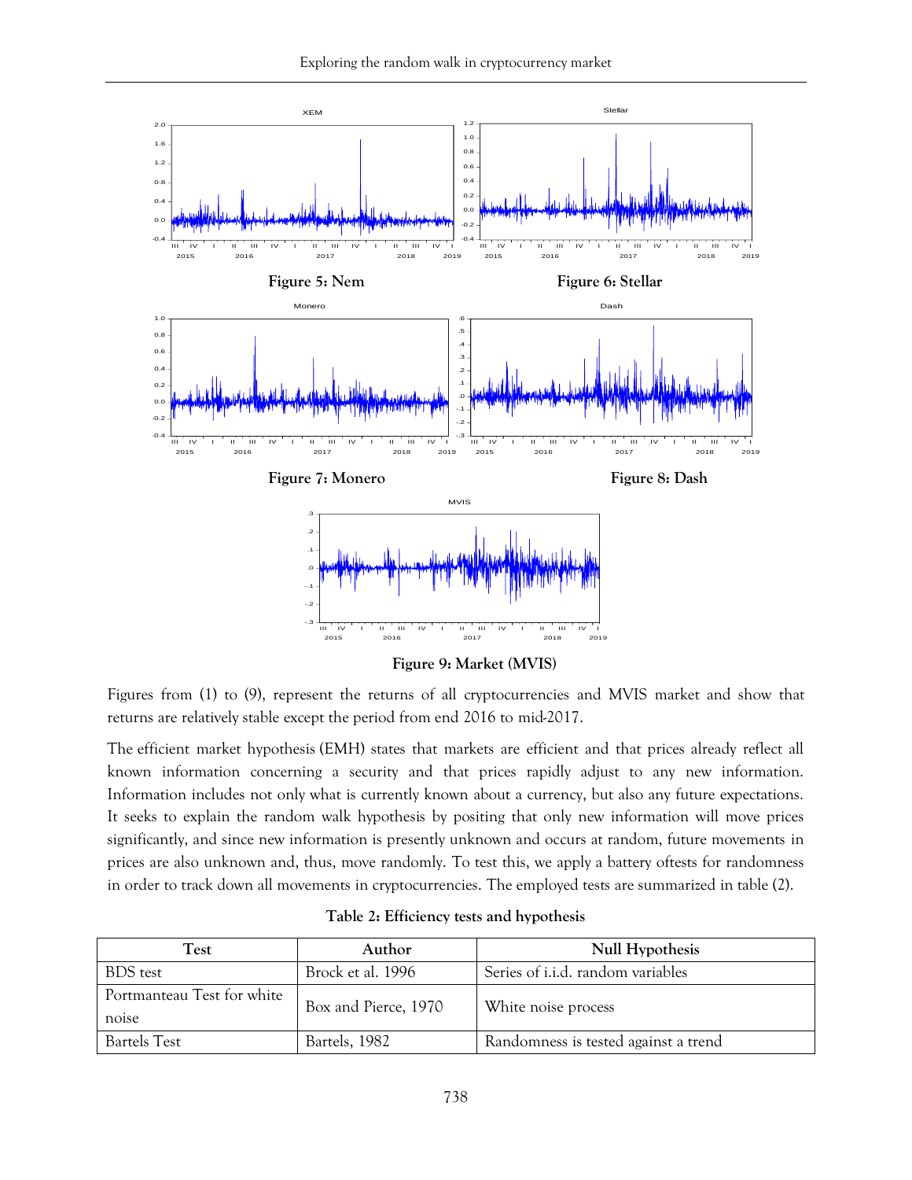**Figure 5: Nem**

**Figure 6: Stellar**

**Figure 7: Monero**

**Figure 8: Dash**

**Figure 9: Market (MVIS)**

Figures from (1) to (9), represent the returns of all cryptocurrencies and MVIS market and show that returns are relatively stable except the period from end 2016 to mid-2017.

The efficient market hypothesis (EMH) states that markets are efficient and that prices already reflect all known information concerning a security and that prices rapidly adjust to any new information. Information includes not only what is currently known about a currency, but also any future expectations. It seeks to explain the random walk hypothesis by positing that only new information will move prices significantly, and since new information is presently unknown and occurs at random, future movements in prices are also unknown and, thus, move randomly. To test this, we apply a battery oftests for randomness in order to track down all movements in cryptocurrencies. The employed tests are summarized in table (2).

**Table 2: Efficiency tests and hypothesis**

| Test | Author | Null Hypothesis |
| --- | --- | --- |
| BDS test | Brock et al. 1996 | Series of i.i.d. random variables |
| Portmanteau Test for white noise | Box and Pierce, 1970 | White noise process |
| Bartels Test | Bartels, 1982 | Randomness is tested against a trend |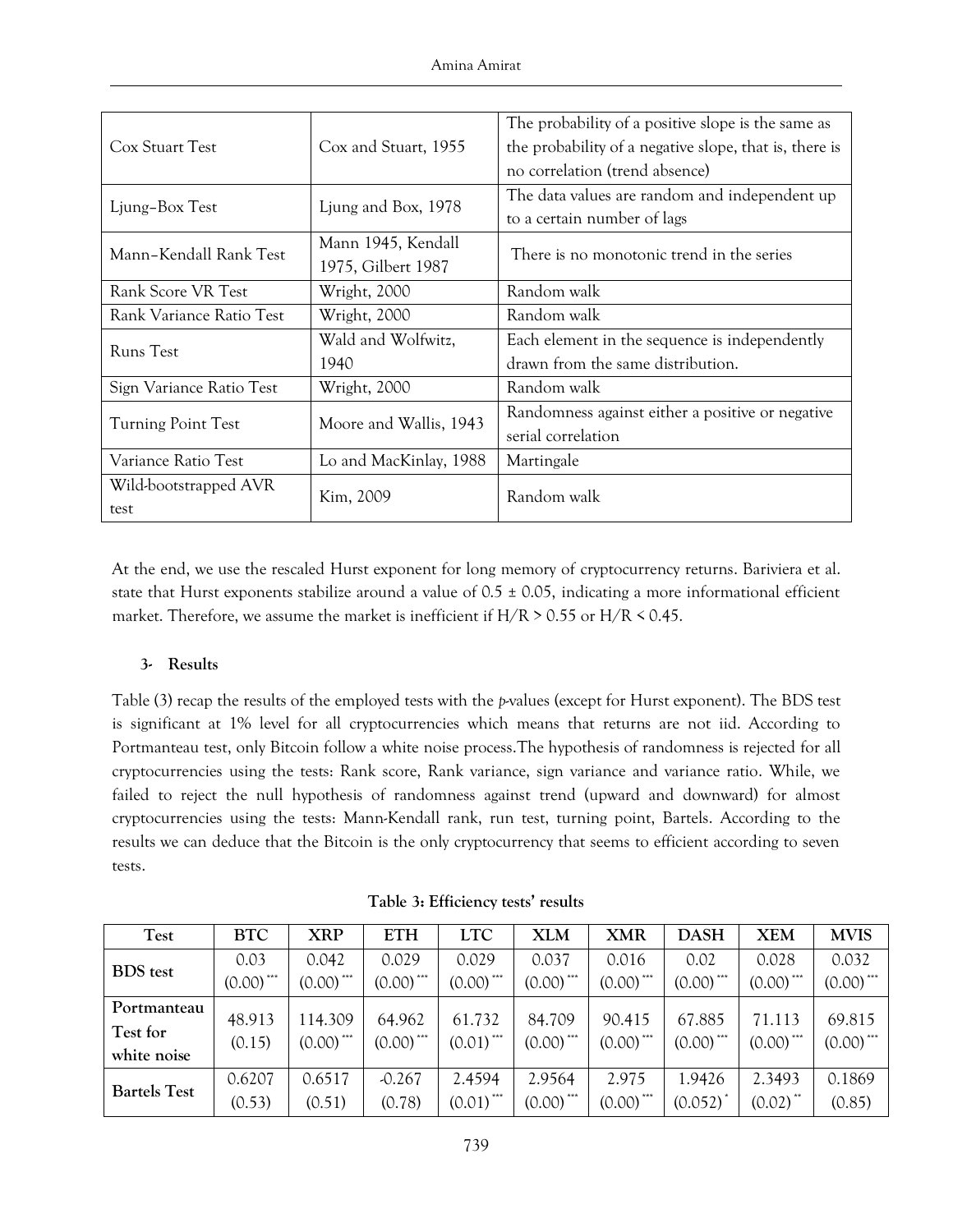| | | |
|---|---|---|
| Cox Stuart Test | Cox and Stuart, 1955 | The probability of a positive slope is the same as the probability of a negative slope, that is, there is no correlation (trend absence) |
| Ljung–Box Test | Ljung and Box, 1978 | The data values are random and independent up to a certain number of lags |
| Mann–Kendall Rank Test | Mann 1945, Kendall 1975, Gilbert 1987 | There is no monotonic trend in the series |
| Rank Score VR Test | Wright, 2000 | Random walk |
| Rank Variance Ratio Test | Wright, 2000 | Random walk |
| Runs Test | Wald and Wolfwitz, 1940 | Each element in the sequence is independently drawn from the same distribution. |
| Sign Variance Ratio Test | Wright, 2000 | Random walk |
| Turning Point Test | Moore and Wallis, 1943 | Randomness against either a positive or negative serial correlation |
| Variance Ratio Test | Lo and MacKinlay, 1988 | Martingale |
| Wild-bootstrapped AVR test | Kim, 2009 | Random walk |

At the end, we use the rescaled Hurst exponent for long memory of cryptocurrency returns. Bariviera et al. state that Hurst exponents stabilize around a value of $0.5 \pm 0.05$, indicating a more informational efficient market. Therefore, we assume the market is inefficient if $H/R > 0.55$ or $H/R < 0.45$.

### 3- Results

Table (3) recap the results of the employed tests with the *p*-values (except for Hurst exponent). The BDS test is significant at 1% level for all cryptocurrencies which means that returns are not iid. According to Portmanteau test, only Bitcoin follow a white noise process.The hypothesis of randomness is rejected for all cryptocurrencies using the tests: Rank score, Rank variance, sign variance and variance ratio. While, we failed to reject the null hypothesis of randomness against trend (upward and downward) for almost cryptocurrencies using the tests: Mann-Kendall rank, run test, turning point, Bartels. According to the results we can deduce that the Bitcoin is the only cryptocurrency that seems to efficient according to seven tests.

**Table 3: Efficiency tests' results**

| Test | BTC | XRP | ETH | LTC | XLM | XMR | DASH | XEM | MVIS |
|---|---|---|---|---|---|---|---|---|---|
| **BDS test** | 0.03 (0.00)*** | 0.042 (0.00)*** | 0.029 (0.00)*** | 0.029 (0.00)*** | 0.037 (0.00)*** | 0.016 (0.00)*** | 0.02 (0.00)*** | 0.028 (0.00)*** | 0.032 (0.00)*** |
| **Portmanteau Test for white noise** | 48.913 (0.15) | 114.309 (0.00)*** | 64.962 (0.00)*** | 61.732 (0.01)*** | 84.709 (0.00)*** | 90.415 (0.00)*** | 67.885 (0.00)*** | 71.113 (0.00)*** | 69.815 (0.00)*** |
| **Bartels Test** | 0.6207 (0.53) | 0.6517 (0.51) | -0.267 (0.78) | 2.4594 (0.01)*** | 2.9564 (0.00)*** | 2.975 (0.00)*** | 1.9426 (0.052)* | 2.3493 (0.02)** | 0.1869 (0.85) |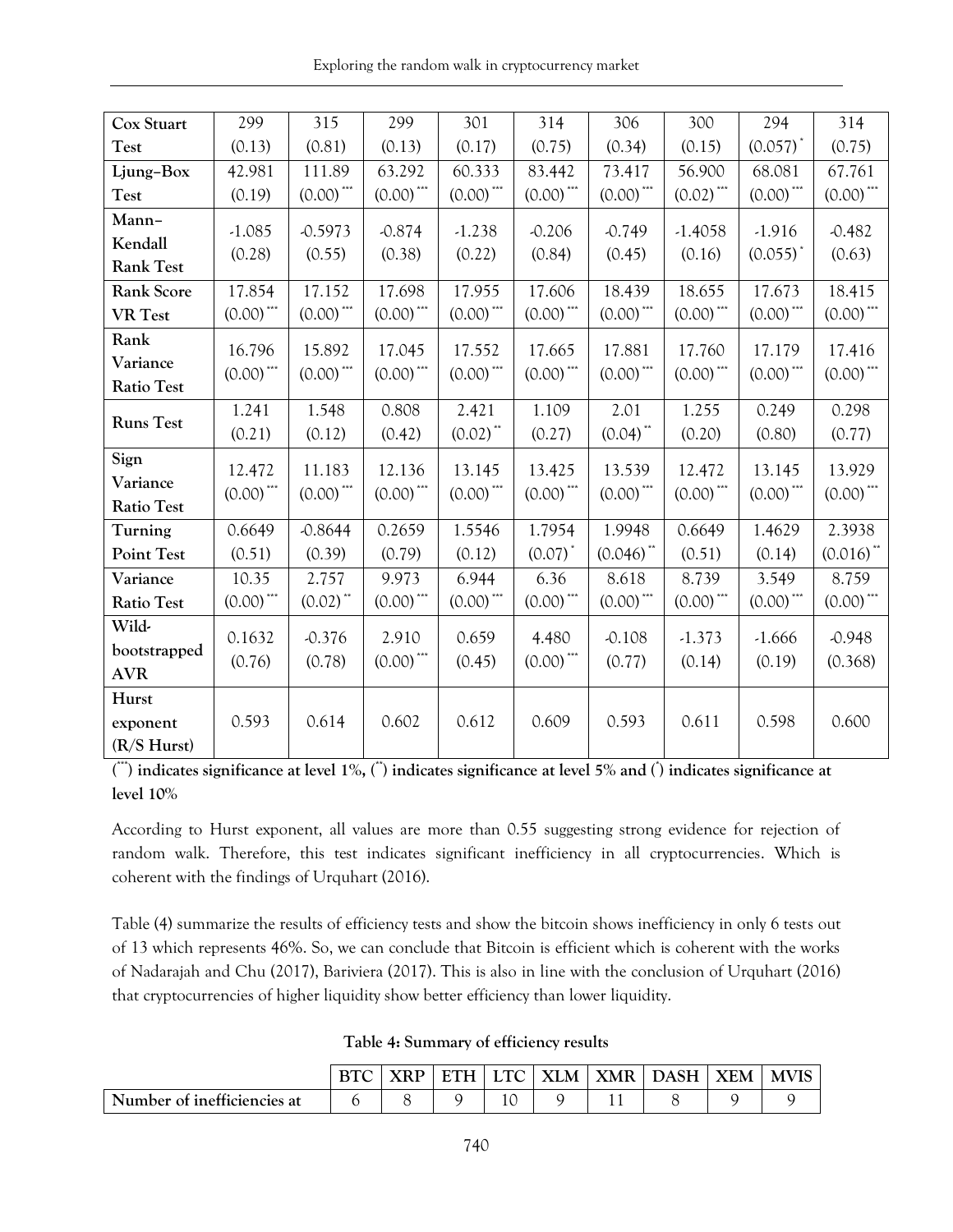| Cox Stuart Test | 299 (0.13) | 315 (0.81) | 299 (0.13) | 301 (0.17) | 314 (0.75) | 306 (0.34) | 300 (0.15) | 294 (0.057)* | 314 (0.75) |
|---|---|---|---|---|---|---|---|---|---|
| Ljung–Box Test | 42.981 (0.19) | 111.89 (0.00)*** | 63.292 (0.00)*** | 60.333 (0.00)*** | 83.442 (0.00)*** | 73.417 (0.00)*** | 56.900 (0.02)*** | 68.081 (0.00)*** | 67.761 (0.00)*** |
| Mann–Kendall Rank Test | -1.085 (0.28) | -0.5973 (0.55) | -0.874 (0.38) | -1.238 (0.22) | -0.206 (0.84) | -0.749 (0.45) | -1.4058 (0.16) | -1.916 (0.055)* | -0.482 (0.63) |
| Rank Score VR Test | 17.854 (0.00)*** | 17.152 (0.00)*** | 17.698 (0.00)*** | 17.955 (0.00)*** | 17.606 (0.00)*** | 18.439 (0.00)*** | 18.655 (0.00)*** | 17.673 (0.00)*** | 18.415 (0.00)*** |
| Rank Variance Ratio Test | 16.796 (0.00)*** | 15.892 (0.00)*** | 17.045 (0.00)*** | 17.552 (0.00)*** | 17.665 (0.00)*** | 17.881 (0.00)*** | 17.760 (0.00)*** | 17.179 (0.00)*** | 17.416 (0.00)*** |
| Runs Test | 1.241 (0.21) | 1.548 (0.12) | 0.808 (0.42) | 2.421 (0.02)** | 1.109 (0.27) | 2.01 (0.04)** | 1.255 (0.20) | 0.249 (0.80) | 0.298 (0.77) |
| Sign Variance Ratio Test | 12.472 (0.00)*** | 11.183 (0.00)*** | 12.136 (0.00)*** | 13.145 (0.00)*** | 13.425 (0.00)*** | 13.539 (0.00)*** | 12.472 (0.00)*** | 13.145 (0.00)*** | 13.929 (0.00)*** |
| Turning Point Test | 0.6649 (0.51) | -0.8644 (0.39) | 0.2659 (0.79) | 1.5546 (0.12) | 1.7954 (0.07)* | 1.9948 (0.046)** | 0.6649 (0.51) | 1.4629 (0.14) | 2.3938 (0.016)** |
| Variance Ratio Test | 10.35 (0.00)*** | 2.757 (0.02)** | 9.973 (0.00)*** | 6.944 (0.00)*** | 6.36 (0.00)*** | 8.618 (0.00)*** | 8.739 (0.00)*** | 3.549 (0.00)*** | 8.759 (0.00)*** |
| Wild-bootstrapped AVR | 0.1632 (0.76) | -0.376 (0.78) | 2.910 (0.00)*** | 0.659 (0.45) | 4.480 (0.00)*** | -0.108 (0.77) | -1.373 (0.14) | -1.666 (0.19) | -0.948 (0.368) |
| Hurst exponent (R/S Hurst) | 0.593 | 0.614 | 0.602 | 0.612 | 0.609 | 0.593 | 0.611 | 0.598 | 0.600 |

**(\*\*\*) indicates significance at level 1%, (\*\*) indicates significance at level 5% and (\*) indicates significance at level 10%**

According to Hurst exponent, all values are more than 0.55 suggesting strong evidence for rejection of random walk. Therefore, this test indicates significant inefficiency in all cryptocurrencies. Which is coherent with the findings of Urquhart (2016).

Table (4) summarize the results of efficiency tests and show the bitcoin shows inefficiency in only 6 tests out of 13 which represents 46%. So, we can conclude that Bitcoin is efficient which is coherent with the works of Nadarajah and Chu (2017), Bariviera (2017). This is also in line with the conclusion of Urquhart (2016) that cryptocurrencies of higher liquidity show better efficiency than lower liquidity.

**Table 4: Summary of efficiency results**

| | BTC | XRP | ETH | LTC | XLM | XMR | DASH | XEM | MVIS |
|---|---|---|---|---|---|---|---|---|---|
| Number of inefficiencies at | 6 | 8 | 9 | 10 | 9 | 11 | 8 | 9 | 9 |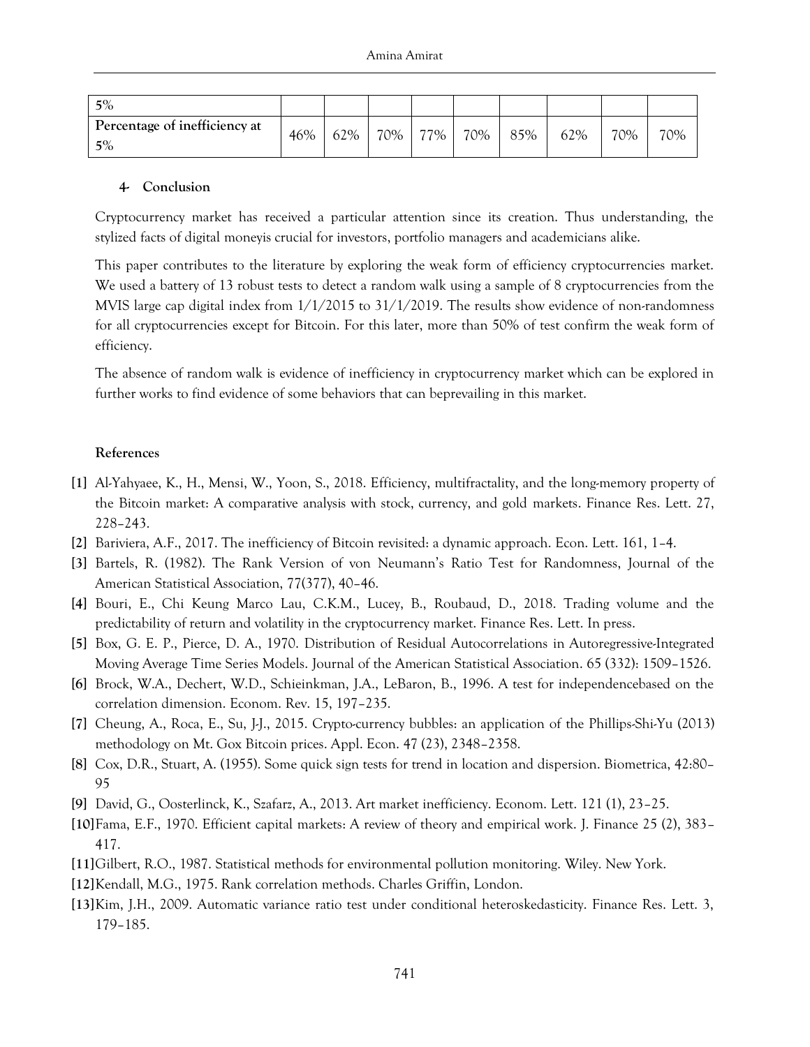| 5% | | | | | | | | | |
|---|---|---|---|---|---|---|---|---|---|
| Percentage of inefficiency at 5% | 46% | 62% | 70% | 77% | 70% | 85% | 62% | 70% | 70% |

### 4- Conclusion

Cryptocurrency market has received a particular attention since its creation. Thus understanding, the stylized facts of digital moneyis crucial for investors, portfolio managers and academicians alike.

This paper contributes to the literature by exploring the weak form of efficiency cryptocurrencies market. We used a battery of 13 robust tests to detect a random walk using a sample of 8 cryptocurrencies from the MVIS large cap digital index from 1/1/2015 to 31/1/2019. The results show evidence of non-randomness for all cryptocurrencies except for Bitcoin. For this later, more than 50% of test confirm the weak form of efficiency.

The absence of random walk is evidence of inefficiency in cryptocurrency market which can be explored in further works to find evidence of some behaviors that can beprevailing in this market.

### References

[1] Al-Yahyaee, K., H., Mensi, W., Yoon, S., 2018. Efficiency, multifractality, and the long-memory property of the Bitcoin market: A comparative analysis with stock, currency, and gold markets. Finance Res. Lett. 27, 228–243.

[2] Bariviera, A.F., 2017. The inefficiency of Bitcoin revisited: a dynamic approach. Econ. Lett. 161, 1–4.

[3] Bartels, R. (1982). The Rank Version of von Neumann's Ratio Test for Randomness, Journal of the American Statistical Association, 77(377), 40–46.

[4] Bouri, E., Chi Keung Marco Lau, C.K.M., Lucey, B., Roubaud, D., 2018. Trading volume and the predictability of return and volatility in the cryptocurrency market. Finance Res. Lett. In press.

[5] Box, G. E. P., Pierce, D. A., 1970. Distribution of Residual Autocorrelations in Autoregressive-Integrated Moving Average Time Series Models. Journal of the American Statistical Association. 65 (332): 1509–1526.

[6] Brock, W.A., Dechert, W.D., Schieinkman, J.A., LeBaron, B., 1996. A test for independencebased on the correlation dimension. Econom. Rev. 15, 197–235.

[7] Cheung, A., Roca, E., Su, J-J., 2015. Crypto-currency bubbles: an application of the Phillips-Shi-Yu (2013) methodology on Mt. Gox Bitcoin prices. Appl. Econ. 47 (23), 2348–2358.

[8] Cox, D.R., Stuart, A. (1955). Some quick sign tests for trend in location and dispersion. Biometrica, 42:80–95

[9] David, G., Oosterlinck, K., Szafarz, A., 2013. Art market inefficiency. Econom. Lett. 121 (1), 23–25.

[10] Fama, E.F., 1970. Efficient capital markets: A review of theory and empirical work. J. Finance 25 (2), 383–417.

[11] Gilbert, R.O., 1987. Statistical methods for environmental pollution monitoring. Wiley. New York.

[12] Kendall, M.G., 1975. Rank correlation methods. Charles Griffin, London.

[13] Kim, J.H., 2009. Automatic variance ratio test under conditional heteroskedasticity. Finance Res. Lett. 3, 179–185.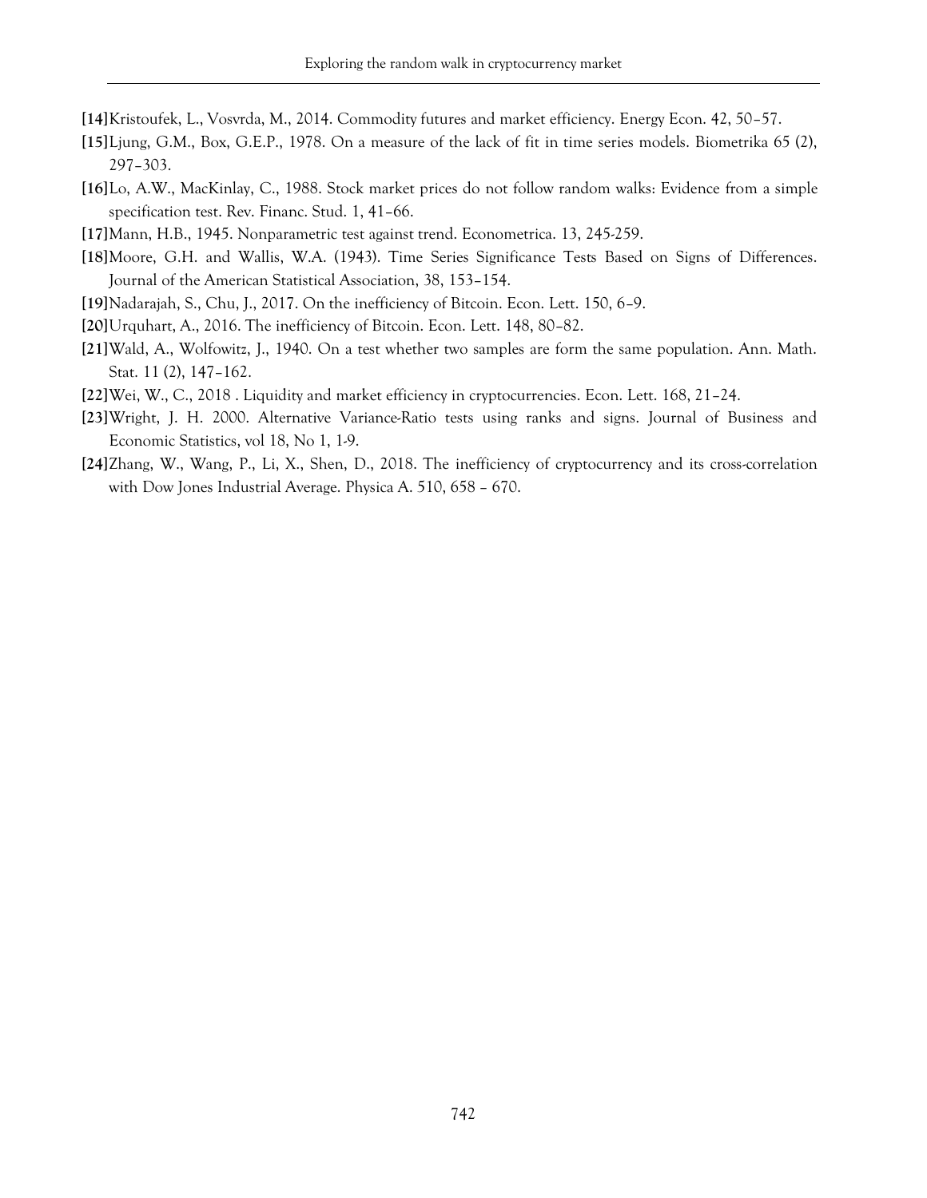[14]Kristoufek, L., Vosvrda, M., 2014. Commodity futures and market efficiency. Energy Econ. 42, 50–57.

[15]Ljung, G.M., Box, G.E.P., 1978. On a measure of the lack of fit in time series models. Biometrika 65 (2), 297–303.

[16]Lo, A.W., MacKinlay, C., 1988. Stock market prices do not follow random walks: Evidence from a simple specification test. Rev. Financ. Stud. 1, 41–66.

[17]Mann, H.B., 1945. Nonparametric test against trend. Econometrica. 13, 245-259.

[18]Moore, G.H. and Wallis, W.A. (1943). Time Series Significance Tests Based on Signs of Differences. Journal of the American Statistical Association, 38, 153–154.

[19]Nadarajah, S., Chu, J., 2017. On the inefficiency of Bitcoin. Econ. Lett. 150, 6–9.

[20]Urquhart, A., 2016. The inefficiency of Bitcoin. Econ. Lett. 148, 80–82.

[21]Wald, A., Wolfowitz, J., 1940. On a test whether two samples are form the same population. Ann. Math. Stat. 11 (2), 147–162.

[22]Wei, W., C., 2018 . Liquidity and market efficiency in cryptocurrencies. Econ. Lett. 168, 21–24.

[23]Wright, J. H. 2000. Alternative Variance-Ratio tests using ranks and signs. Journal of Business and Economic Statistics, vol 18, No 1, 1-9.

[24]Zhang, W., Wang, P., Li, X., Shen, D., 2018. The inefficiency of cryptocurrency and its cross-correlation with Dow Jones Industrial Average. Physica A. 510, 658 – 670.